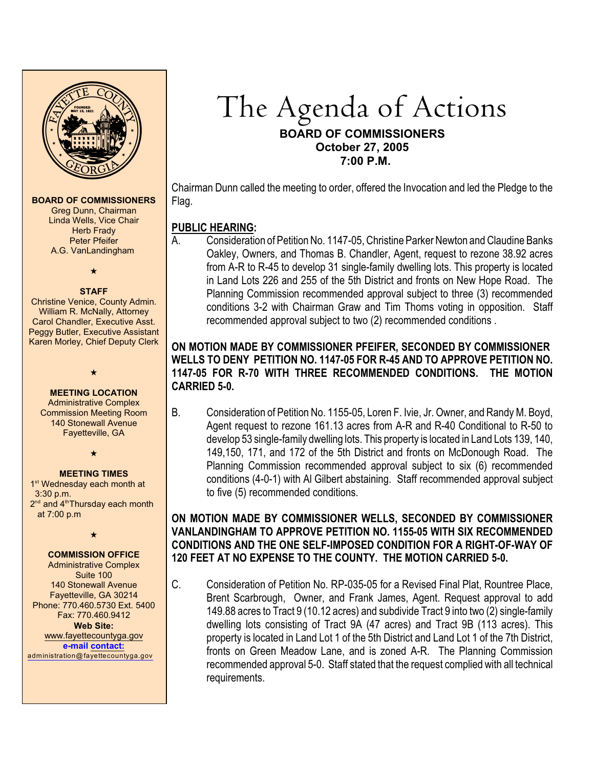# The Agenda of Actions

**BOARD OF COMMISSIONERS**
**October 27, 2005**
**7:00 P.M.**

**BOARD OF COMMISSIONERS**
Greg Dunn, Chairman
Linda Wells, Vice Chair
Herb Frady
Peter Pfeifer
A.G. VanLandingham

★

**STAFF**
Christine Venice, County Admin.
William R. McNally, Attorney
Carol Chandler, Executive Asst.
Peggy Butler, Executive Assistant
Karen Morley, Chief Deputy Clerk

★

**MEETING LOCATION**
Administrative Complex
Commission Meeting Room
140 Stonewall Avenue
Fayetteville, GA

★

**MEETING TIMES**
1st Wednesday each month at 3:30 p.m.
2nd and 4th Thursday each month at 7:00 p.m

★

**COMMISSION OFFICE**
Administrative Complex
Suite 100
140 Stonewall Avenue
Fayetteville, GA 30214
Phone: 770.460.5730 Ext. 5400
Fax: 770.460.9412
**Web Site:**
www.fayettecountyga.gov
**e-mail contact:**
administration@fayettecountyga.gov

Chairman Dunn called the meeting to order, offered the Invocation and led the Pledge to the Flag.

## PUBLIC HEARING:

A. Consideration of Petition No. 1147-05, Christine Parker Newton and Claudine Banks Oakley, Owners, and Thomas B. Chandler, Agent, request to rezone 38.92 acres from A-R to R-45 to develop 31 single-family dwelling lots. This property is located in Land Lots 226 and 255 of the 5th District and fronts on New Hope Road. The Planning Commission recommended approval subject to three (3) recommended conditions 3-2 with Chairman Graw and Tim Thoms voting in opposition. Staff recommended approval subject to two (2) recommended conditions .

**ON MOTION MADE BY COMMISSIONER PFEIFER, SECONDED BY COMMISSIONER WELLS TO DENY PETITION NO. 1147-05 FOR R-45 AND TO APPROVE PETITION NO. 1147-05 FOR R-70 WITH THREE RECOMMENDED CONDITIONS. THE MOTION CARRIED 5-0.**

B. Consideration of Petition No. 1155-05, Loren F. Ivie, Jr. Owner, and Randy M. Boyd, Agent request to rezone 161.13 acres from A-R and R-40 Conditional to R-50 to develop 53 single-family dwelling lots. This property is located in Land Lots 139, 140, 149,150, 171, and 172 of the 5th District and fronts on McDonough Road. The Planning Commission recommended approval subject to six (6) recommended conditions (4-0-1) with Al Gilbert abstaining. Staff recommended approval subject to five (5) recommended conditions.

**ON MOTION MADE BY COMMISSIONER WELLS, SECONDED BY COMMISSIONER VANLANDINGHAM TO APPROVE PETITION NO. 1155-05 WITH SIX RECOMMENDED CONDITIONS AND THE ONE SELF-IMPOSED CONDITION FOR A RIGHT-OF-WAY OF 120 FEET AT NO EXPENSE TO THE COUNTY. THE MOTION CARRIED 5-0.**

C. Consideration of Petition No. RP-035-05 for a Revised Final Plat, Rountree Place, Brent Scarbrough, Owner, and Frank James, Agent. Request approval to add 149.88 acres to Tract 9 (10.12 acres) and subdivide Tract 9 into two (2) single-family dwelling lots consisting of Tract 9A (47 acres) and Tract 9B (113 acres). This property is located in Land Lot 1 of the 5th District and Land Lot 1 of the 7th District, fronts on Green Meadow Lane, and is zoned A-R. The Planning Commission recommended approval 5-0. Staff stated that the request complied with all technical requirements.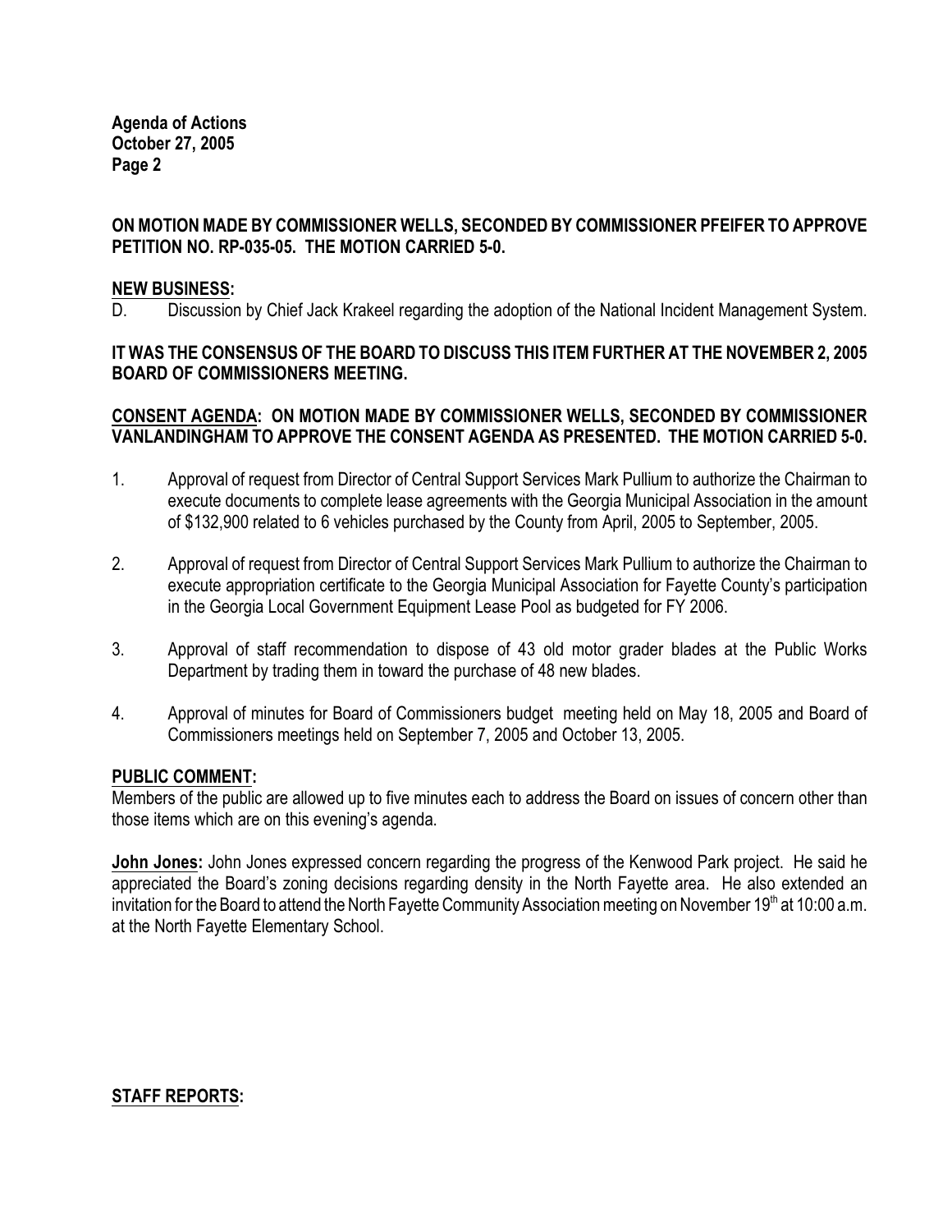**ON MOTION MADE BY COMMISSIONER WELLS, SECONDED BY COMMISSIONER PFEIFER TO APPROVE PETITION NO. RP-035-05. THE MOTION CARRIED 5-0.**

**NEW BUSINESS:**

D. Discussion by Chief Jack Krakeel regarding the adoption of the National Incident Management System.

**IT WAS THE CONSENSUS OF THE BOARD TO DISCUSS THIS ITEM FURTHER AT THE NOVEMBER 2, 2005 BOARD OF COMMISSIONERS MEETING.**

**CONSENT AGENDA: ON MOTION MADE BY COMMISSIONER WELLS, SECONDED BY COMMISSIONER VANLANDINGHAM TO APPROVE THE CONSENT AGENDA AS PRESENTED. THE MOTION CARRIED 5-0.**

1. Approval of request from Director of Central Support Services Mark Pullium to authorize the Chairman to execute documents to complete lease agreements with the Georgia Municipal Association in the amount of $132,900 related to 6 vehicles purchased by the County from April, 2005 to September, 2005.

2. Approval of request from Director of Central Support Services Mark Pullium to authorize the Chairman to execute appropriation certificate to the Georgia Municipal Association for Fayette County's participation in the Georgia Local Government Equipment Lease Pool as budgeted for FY 2006.

3. Approval of staff recommendation to dispose of 43 old motor grader blades at the Public Works Department by trading them in toward the purchase of 48 new blades.

4. Approval of minutes for Board of Commissioners budget meeting held on May 18, 2005 and Board of Commissioners meetings held on September 7, 2005 and October 13, 2005.

**PUBLIC COMMENT:**

Members of the public are allowed up to five minutes each to address the Board on issues of concern other than those items which are on this evening's agenda.

**John Jones:** John Jones expressed concern regarding the progress of the Kenwood Park project. He said he appreciated the Board's zoning decisions regarding density in the North Fayette area. He also extended an invitation for the Board to attend the North Fayette Community Association meeting on November 19th at 10:00 a.m. at the North Fayette Elementary School.

**STAFF REPORTS:**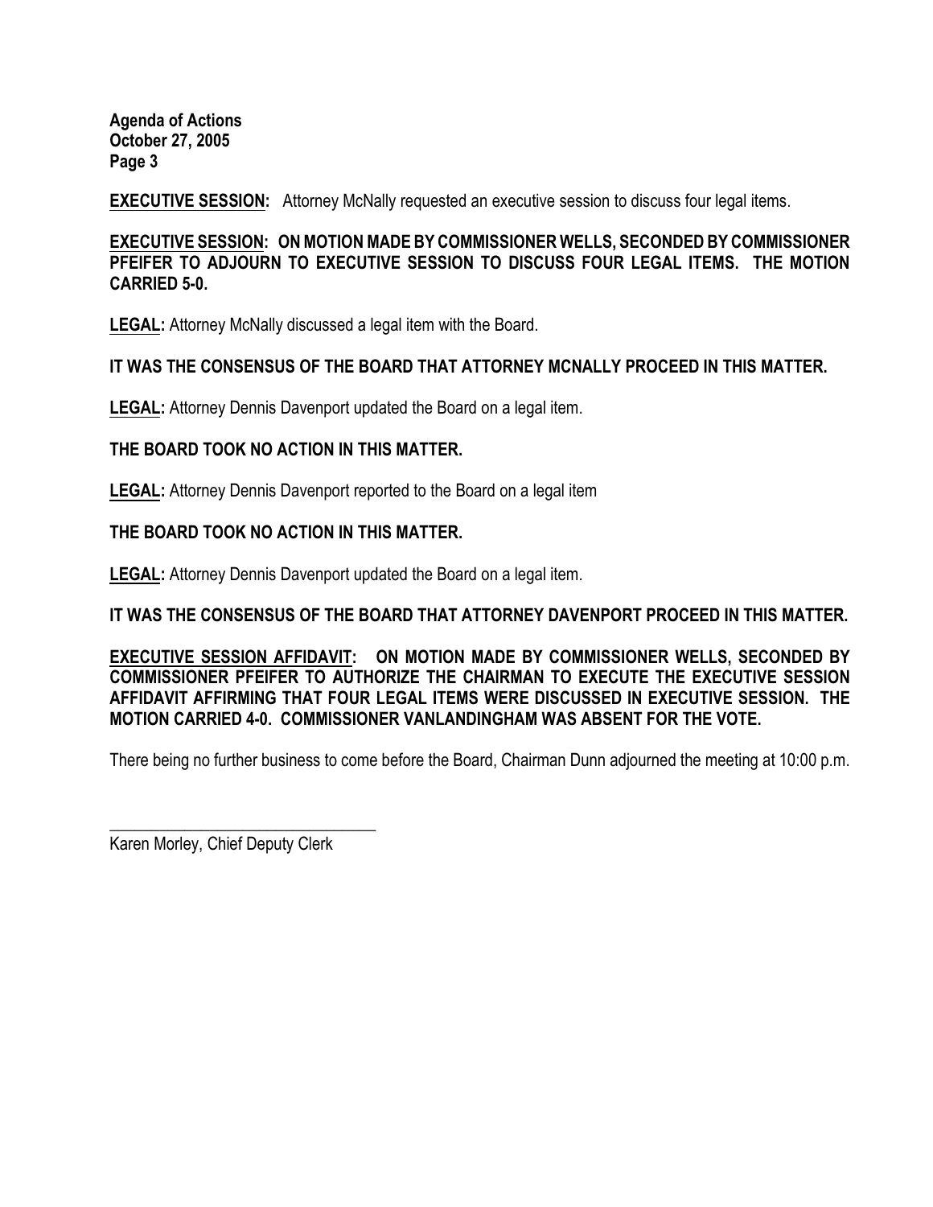**EXECUTIVE SESSION:** Attorney McNally requested an executive session to discuss four legal items.

**EXECUTIVE SESSION: ON MOTION MADE BY COMMISSIONER WELLS, SECONDED BY COMMISSIONER PFEIFER TO ADJOURN TO EXECUTIVE SESSION TO DISCUSS FOUR LEGAL ITEMS. THE MOTION CARRIED 5-0.**

**LEGAL:** Attorney McNally discussed a legal item with the Board.

**IT WAS THE CONSENSUS OF THE BOARD THAT ATTORNEY MCNALLY PROCEED IN THIS MATTER.**

**LEGAL:** Attorney Dennis Davenport updated the Board on a legal item.

**THE BOARD TOOK NO ACTION IN THIS MATTER.**

**LEGAL:** Attorney Dennis Davenport reported to the Board on a legal item

**THE BOARD TOOK NO ACTION IN THIS MATTER.**

**LEGAL:** Attorney Dennis Davenport updated the Board on a legal item.

**IT WAS THE CONSENSUS OF THE BOARD THAT ATTORNEY DAVENPORT PROCEED IN THIS MATTER.**

**EXECUTIVE SESSION AFFIDAVIT: ON MOTION MADE BY COMMISSIONER WELLS, SECONDED BY COMMISSIONER PFEIFER TO AUTHORIZE THE CHAIRMAN TO EXECUTE THE EXECUTIVE SESSION AFFIDAVIT AFFIRMING THAT FOUR LEGAL ITEMS WERE DISCUSSED IN EXECUTIVE SESSION. THE MOTION CARRIED 4-0. COMMISSIONER VANLANDINGHAM WAS ABSENT FOR THE VOTE.**

There being no further business to come before the Board, Chairman Dunn adjourned the meeting at 10:00 p.m.

\_\_\_\_\_\_\_\_\_\_\_\_\_\_\_\_\_\_\_\_\_\_\_\_\_\_\_\_\_\_\_\_

Karen Morley, Chief Deputy Clerk